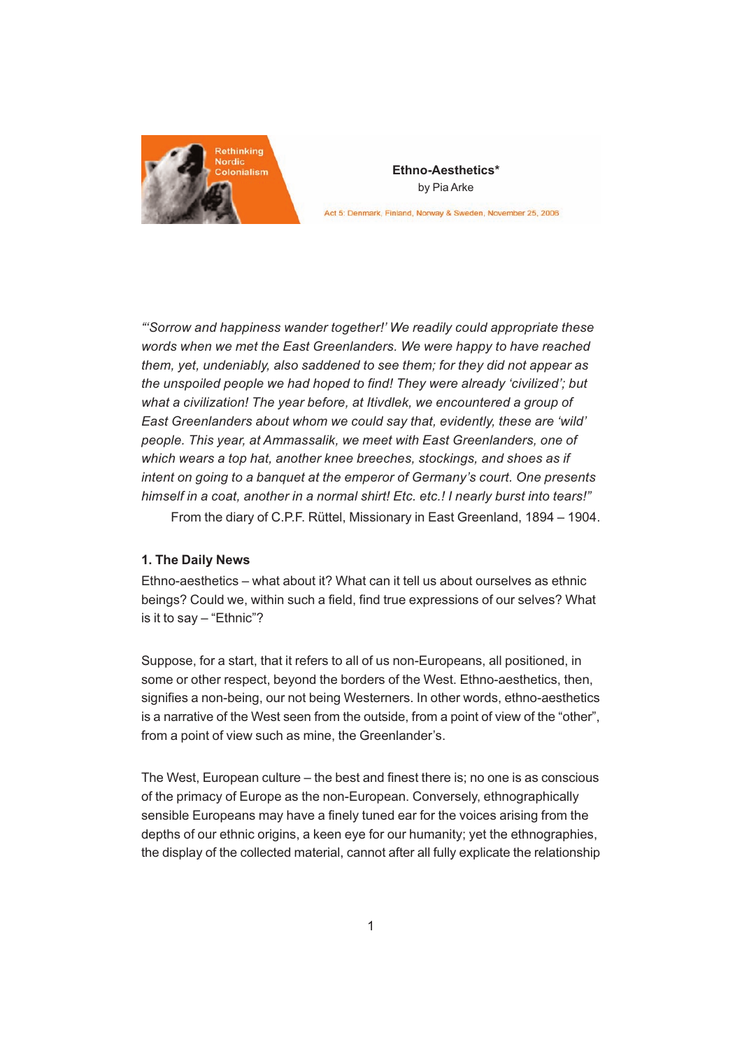Rethinking Nordic Colonialism

**Ethno-Aesthetics***

by Pia Arke

Act 5: Denmark, Finland, Norway & Sweden, November 25, 2006

*"'Sorrow and happiness wander together!' We readily could appropriate these words when we met the East Greenlanders. We were happy to have reached them, yet, undeniably, also saddened to see them; for they did not appear as the unspoiled people we had hoped to find! They were already 'civilized'; but what a civilization! The year before, at Itivdlek, we encountered a group of East Greenlanders about whom we could say that, evidently, these are 'wild' people. This year, at Ammassalik, we meet with East Greenlanders, one of which wears a top hat, another knee breeches, stockings, and shoes as if intent on going to a banquet at the emperor of Germany's court. One presents himself in a coat, another in a normal shirt! Etc. etc.! I nearly burst into tears!"*

From the diary of C.P.F. Rüttel, Missionary in East Greenland, 1894 – 1904.

## 1. The Daily News

Ethno-aesthetics – what about it? What can it tell us about ourselves as ethnic beings? Could we, within such a field, find true expressions of our selves? What is it to say – "Ethnic"?

Suppose, for a start, that it refers to all of us non-Europeans, all positioned, in some or other respect, beyond the borders of the West. Ethno-aesthetics, then, signifies a non-being, our not being Westerners. In other words, ethno-aesthetics is a narrative of the West seen from the outside, from a point of view of the "other", from a point of view such as mine, the Greenlander's.

The West, European culture – the best and finest there is; no one is as conscious of the primacy of Europe as the non-European. Conversely, ethnographically sensible Europeans may have a finely tuned ear for the voices arising from the depths of our ethnic origins, a keen eye for our humanity; yet the ethnographies, the display of the collected material, cannot after all fully explicate the relationship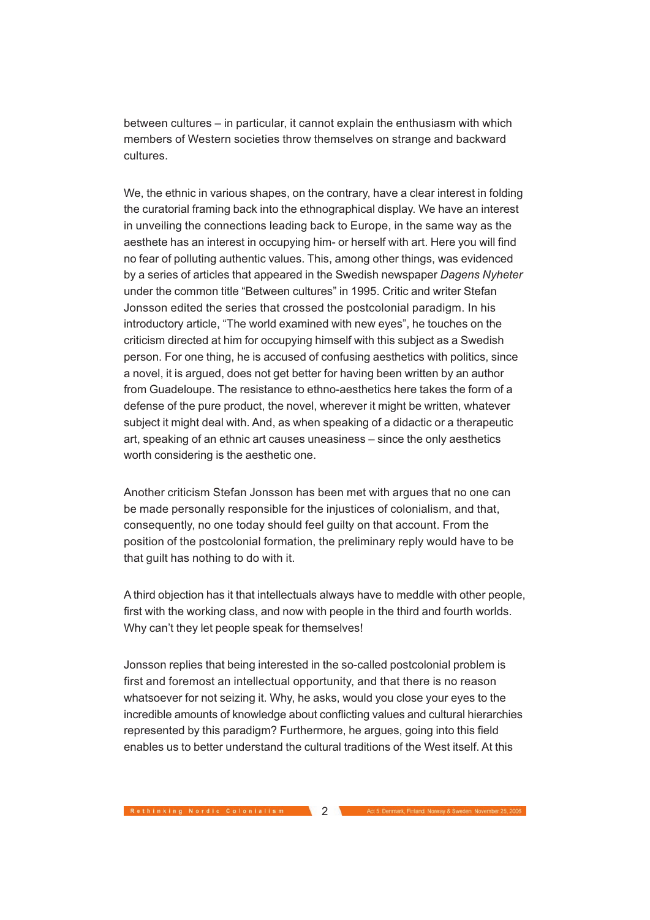between cultures – in particular, it cannot explain the enthusiasm with which members of Western societies throw themselves on strange and backward cultures.

We, the ethnic in various shapes, on the contrary, have a clear interest in folding the curatorial framing back into the ethnographical display. We have an interest in unveiling the connections leading back to Europe, in the same way as the aesthete has an interest in occupying him- or herself with art. Here you will find no fear of polluting authentic values. This, among other things, was evidenced by a series of articles that appeared in the Swedish newspaper *Dagens Nyheter* under the common title "Between cultures" in 1995. Critic and writer Stefan Jonsson edited the series that crossed the postcolonial paradigm. In his introductory article, "The world examined with new eyes", he touches on the criticism directed at him for occupying himself with this subject as a Swedish person. For one thing, he is accused of confusing aesthetics with politics, since a novel, it is argued, does not get better for having been written by an author from Guadeloupe. The resistance to ethno-aesthetics here takes the form of a defense of the pure product, the novel, wherever it might be written, whatever subject it might deal with. And, as when speaking of a didactic or a therapeutic art, speaking of an ethnic art causes uneasiness – since the only aesthetics worth considering is the aesthetic one.

Another criticism Stefan Jonsson has been met with argues that no one can be made personally responsible for the injustices of colonialism, and that, consequently, no one today should feel guilty on that account. From the position of the postcolonial formation, the preliminary reply would have to be that guilt has nothing to do with it.

A third objection has it that intellectuals always have to meddle with other people, first with the working class, and now with people in the third and fourth worlds. Why can't they let people speak for themselves!

Jonsson replies that being interested in the so-called postcolonial problem is first and foremost an intellectual opportunity, and that there is no reason whatsoever for not seizing it. Why, he asks, would you close your eyes to the incredible amounts of knowledge about conflicting values and cultural hierarchies represented by this paradigm? Furthermore, he argues, going into this field enables us to better understand the cultural traditions of the West itself. At this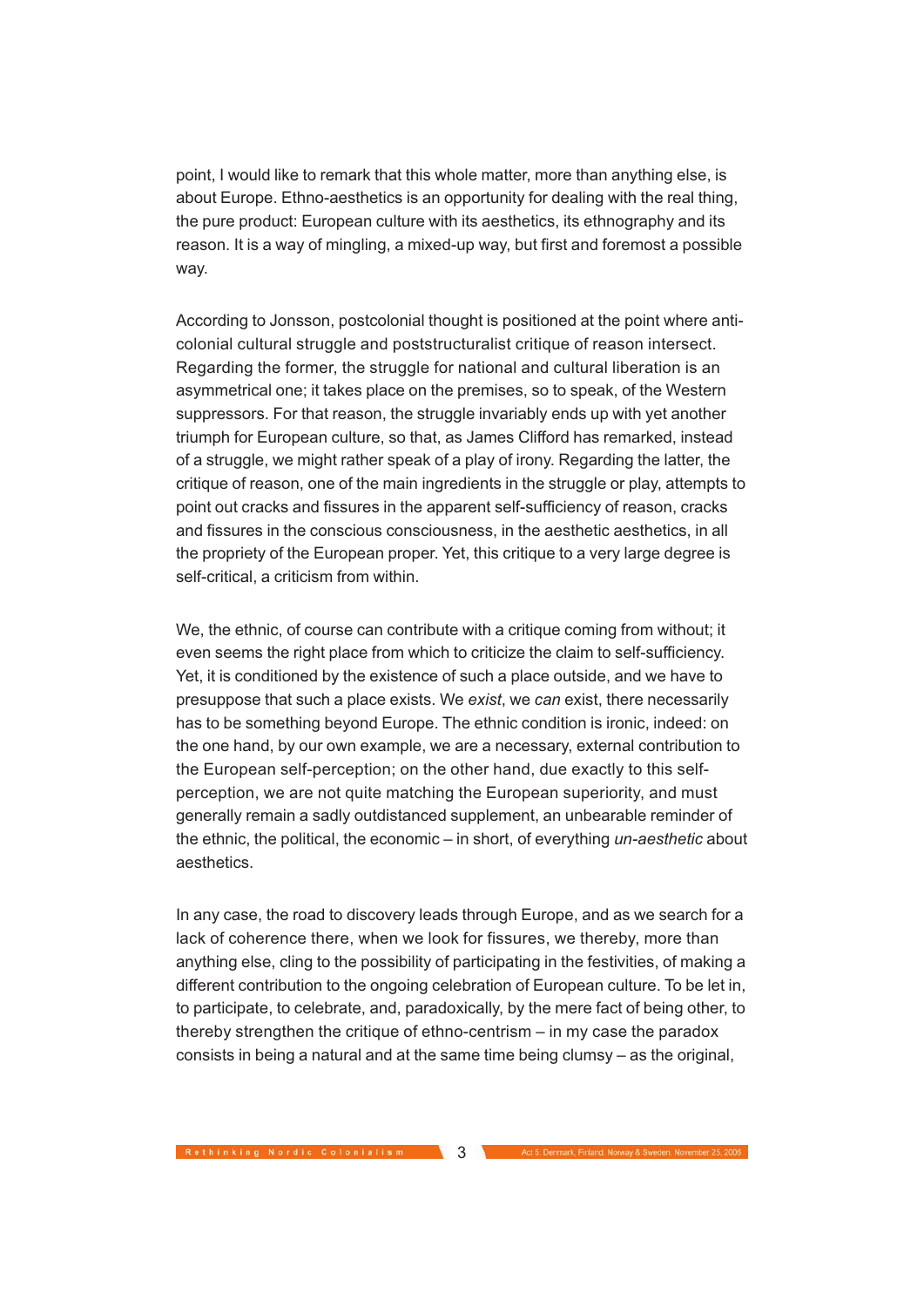point, I would like to remark that this whole matter, more than anything else, is about Europe. Ethno-aesthetics is an opportunity for dealing with the real thing, the pure product: European culture with its aesthetics, its ethnography and its reason. It is a way of mingling, a mixed-up way, but first and foremost a possible way.

According to Jonsson, postcolonial thought is positioned at the point where anti-colonial cultural struggle and poststructuralist critique of reason intersect. Regarding the former, the struggle for national and cultural liberation is an asymmetrical one; it takes place on the premises, so to speak, of the Western suppressors. For that reason, the struggle invariably ends up with yet another triumph for European culture, so that, as James Clifford has remarked, instead of a struggle, we might rather speak of a play of irony. Regarding the latter, the critique of reason, one of the main ingredients in the struggle or play, attempts to point out cracks and fissures in the apparent self-sufficiency of reason, cracks and fissures in the conscious consciousness, in the aesthetic aesthetics, in all the propriety of the European proper. Yet, this critique to a very large degree is self-critical, a criticism from within.

We, the ethnic, of course can contribute with a critique coming from without; it even seems the right place from which to criticize the claim to self-sufficiency. Yet, it is conditioned by the existence of such a place outside, and we have to presuppose that such a place exists. We *exist*, we *can* exist, there necessarily has to be something beyond Europe. The ethnic condition is ironic, indeed: on the one hand, by our own example, we are a necessary, external contribution to the European self-perception; on the other hand, due exactly to this self-perception, we are not quite matching the European superiority, and must generally remain a sadly outdistanced supplement, an unbearable reminder of the ethnic, the political, the economic – in short, of everything *un-aesthetic* about aesthetics.

In any case, the road to discovery leads through Europe, and as we search for a lack of coherence there, when we look for fissures, we thereby, more than anything else, cling to the possibility of participating in the festivities, of making a different contribution to the ongoing celebration of European culture. To be let in, to participate, to celebrate, and, paradoxically, by the mere fact of being other, to thereby strengthen the critique of ethno-centrism – in my case the paradox consists in being a natural and at the same time being clumsy – as the original,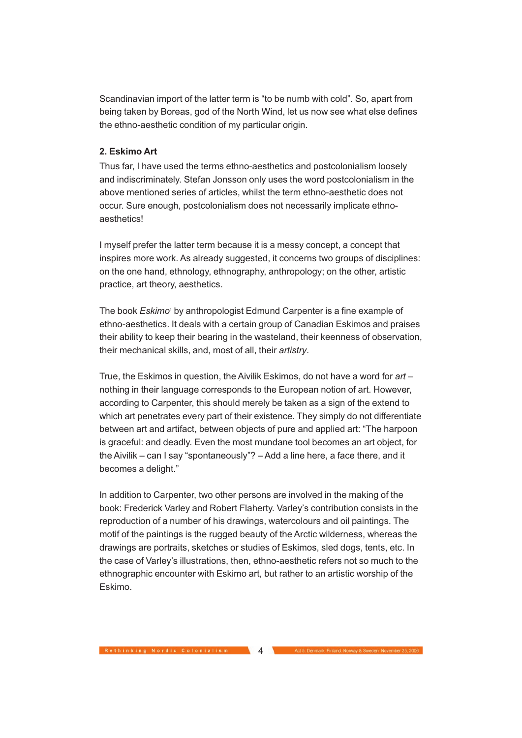Scandinavian import of the latter term is "to be numb with cold". So, apart from being taken by Boreas, god of the North Wind, let us now see what else defines the ethno-aesthetic condition of my particular origin.

**2. Eskimo Art**

Thus far, I have used the terms ethno-aesthetics and postcolonialism loosely and indiscriminately. Stefan Jonsson only uses the word postcolonialism in the above mentioned series of articles, whilst the term ethno-aesthetic does not occur. Sure enough, postcolonialism does not necessarily implicate ethno-aesthetics!

I myself prefer the latter term because it is a messy concept, a concept that inspires more work. As already suggested, it concerns two groups of disciplines: on the one hand, ethnology, ethnography, anthropology; on the other, artistic practice, art theory, aesthetics.

The book *Eskimo*[3] by anthropologist Edmund Carpenter is a fine example of ethno-aesthetics. It deals with a certain group of Canadian Eskimos and praises their ability to keep their bearing in the wasteland, their keenness of observation, their mechanical skills, and, most of all, their *artistry*.

True, the Eskimos in question, the Aivilik Eskimos, do not have a word for *art* – nothing in their language corresponds to the European notion of art. However, according to Carpenter, this should merely be taken as a sign of the extend to which art penetrates every part of their existence. They simply do not differentiate between art and artifact, between objects of pure and applied art: "The harpoon is graceful: and deadly. Even the most mundane tool becomes an art object, for the Aivilik – can I say "spontaneously"? – Add a line here, a face there, and it becomes a delight."

In addition to Carpenter, two other persons are involved in the making of the book: Frederick Varley and Robert Flaherty. Varley's contribution consists in the reproduction of a number of his drawings, watercolours and oil paintings. The motif of the paintings is the rugged beauty of the Arctic wilderness, whereas the drawings are portraits, sketches or studies of Eskimos, sled dogs, tents, etc. In the case of Varley's illustrations, then, ethno-aesthetic refers not so much to the ethnographic encounter with Eskimo art, but rather to an artistic worship of the Eskimo.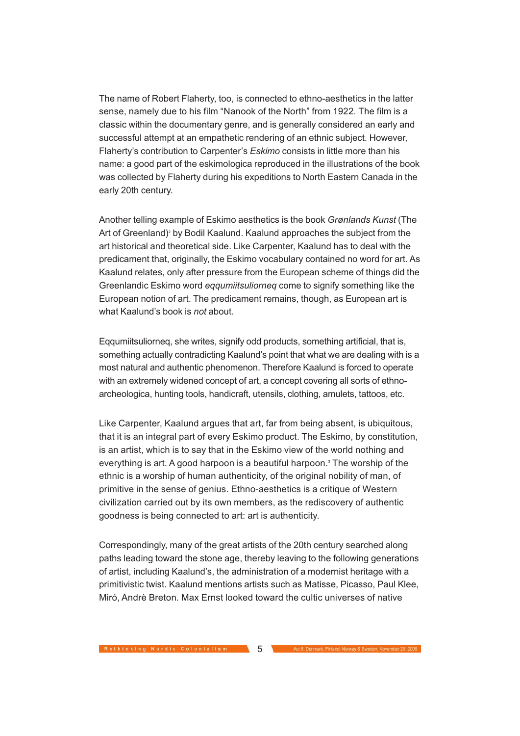The name of Robert Flaherty, too, is connected to ethno-aesthetics in the latter sense, namely due to his film "Nanook of the North" from 1922. The film is a classic within the documentary genre, and is generally considered an early and successful attempt at an empathetic rendering of an ethnic subject. However, Flaherty's contribution to Carpenter's *Eskimo* consists in little more than his name: a good part of the eskimologica reproduced in the illustrations of the book was collected by Flaherty during his expeditions to North Eastern Canada in the early 20th century.

Another telling example of Eskimo aesthetics is the book *Grønlands Kunst* (The Art of Greenland)[2] by Bodil Kaalund. Kaalund approaches the subject from the art historical and theoretical side. Like Carpenter, Kaalund has to deal with the predicament that, originally, the Eskimo vocabulary contained no word for art. As Kaalund relates, only after pressure from the European scheme of things did the Greenlandic Eskimo word *eqqumiitsuliorneq* come to signify something like the European notion of art. The predicament remains, though, as European art is what Kaalund's book is *not* about.

Eqqumiitsuliorneq, she writes, signify odd products, something artificial, that is, something actually contradicting Kaalund's point that what we are dealing with is a most natural and authentic phenomenon. Therefore Kaalund is forced to operate with an extremely widened concept of art, a concept covering all sorts of ethno-archeologica, hunting tools, handicraft, utensils, clothing, amulets, tattoos, etc.

Like Carpenter, Kaalund argues that art, far from being absent, is ubiquitous, that it is an integral part of every Eskimo product. The Eskimo, by constitution, is an artist, which is to say that in the Eskimo view of the world nothing and everything is art. A good harpoon is a beautiful harpoon.[3] The worship of the ethnic is a worship of human authenticity, of the original nobility of man, of primitive in the sense of genius. Ethno-aesthetics is a critique of Western civilization carried out by its own members, as the rediscovery of authentic goodness is being connected to art: art is authenticity.

Correspondingly, many of the great artists of the 20th century searched along paths leading toward the stone age, thereby leaving to the following generations of artist, including Kaalund's, the administration of a modernist heritage with a primitivistic twist. Kaalund mentions artists such as Matisse, Picasso, Paul Klee, Miró, Andrè Breton. Max Ernst looked toward the cultic universes of native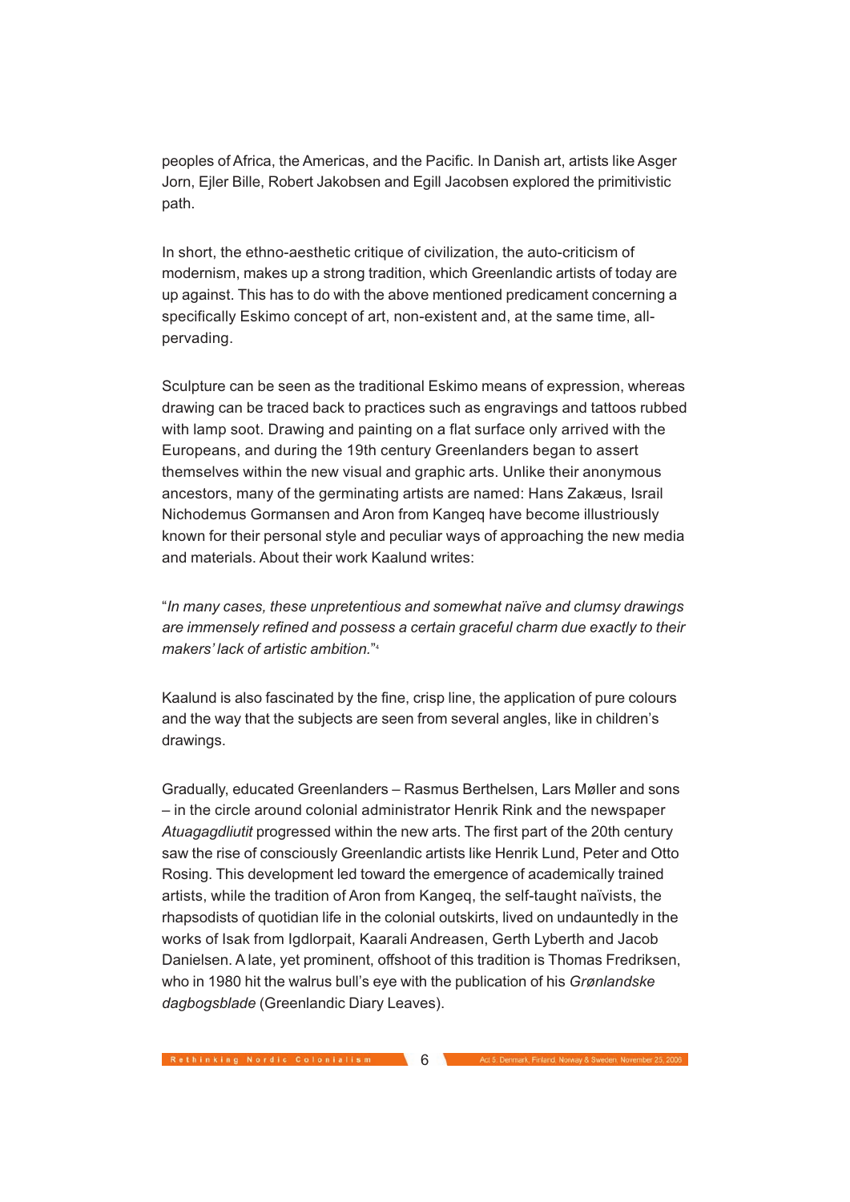peoples of Africa, the Americas, and the Pacific. In Danish art, artists like Asger Jorn, Ejler Bille, Robert Jakobsen and Egill Jacobsen explored the primitivistic path.

In short, the ethno-aesthetic critique of civilization, the auto-criticism of modernism, makes up a strong tradition, which Greenlandic artists of today are up against. This has to do with the above mentioned predicament concerning a specifically Eskimo concept of art, non-existent and, at the same time, all-pervading.

Sculpture can be seen as the traditional Eskimo means of expression, whereas drawing can be traced back to practices such as engravings and tattoos rubbed with lamp soot. Drawing and painting on a flat surface only arrived with the Europeans, and during the 19th century Greenlanders began to assert themselves within the new visual and graphic arts. Unlike their anonymous ancestors, many of the germinating artists are named: Hans Zakæus, Israil Nichodemus Gormansen and Aron from Kangeq have become illustriously known for their personal style and peculiar ways of approaching the new media and materials. About their work Kaalund writes:

"*In many cases, these unpretentious and somewhat naïve and clumsy drawings are immensely refined and possess a certain graceful charm due exactly to their makers' lack of artistic ambition.*"[4]

Kaalund is also fascinated by the fine, crisp line, the application of pure colours and the way that the subjects are seen from several angles, like in children's drawings.

Gradually, educated Greenlanders – Rasmus Berthelsen, Lars Møller and sons – in the circle around colonial administrator Henrik Rink and the newspaper *Atuagagdliutit* progressed within the new arts. The first part of the 20th century saw the rise of consciously Greenlandic artists like Henrik Lund, Peter and Otto Rosing. This development led toward the emergence of academically trained artists, while the tradition of Aron from Kangeq, the self-taught naïvists, the rhapsodists of quotidian life in the colonial outskirts, lived on undauntedly in the works of Isak from Igdlorpait, Kaarali Andreasen, Gerth Lyberth and Jacob Danielsen. A late, yet prominent, offshoot of this tradition is Thomas Fredriksen, who in 1980 hit the walrus bull's eye with the publication of his *Grønlandske dagbogsblade* (Greenlandic Diary Leaves).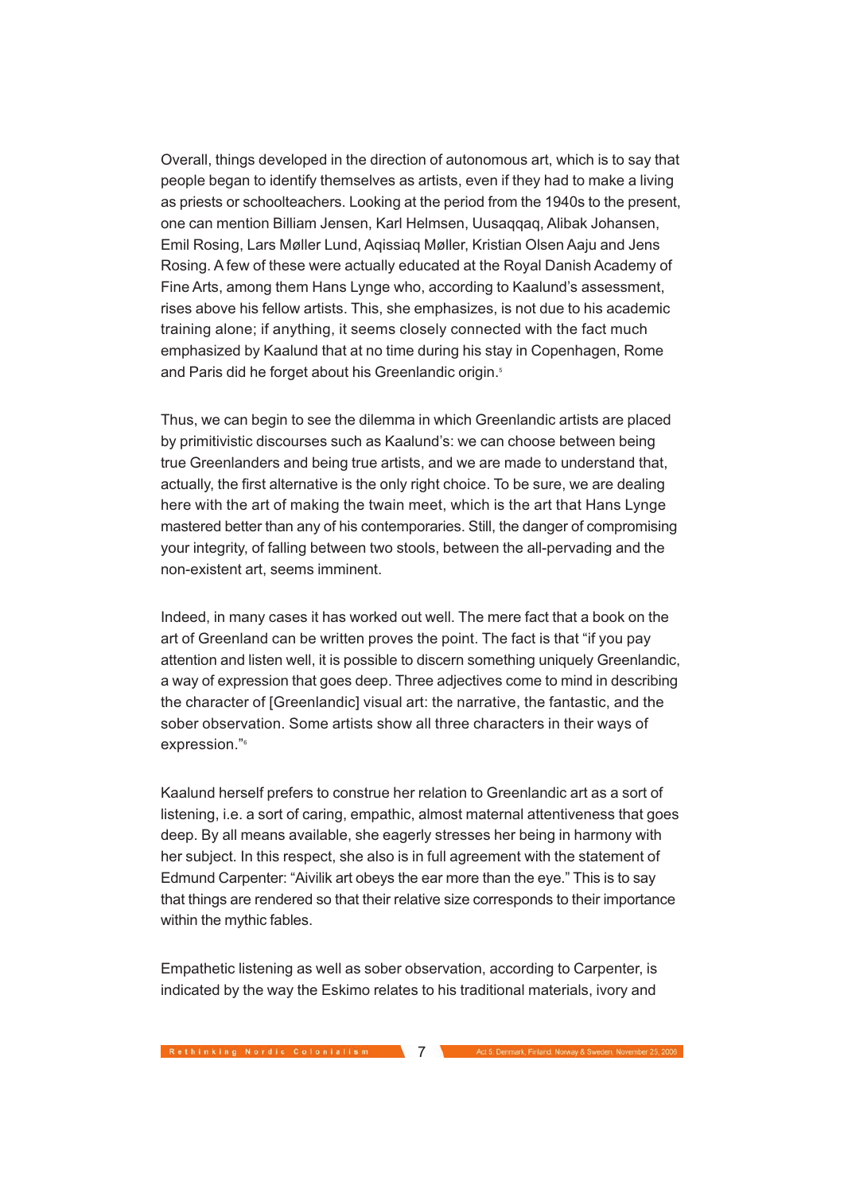Overall, things developed in the direction of autonomous art, which is to say that people began to identify themselves as artists, even if they had to make a living as priests or schoolteachers. Looking at the period from the 1940s to the present, one can mention Billiam Jensen, Karl Helmsen, Uusaqqaq, Alibak Johansen, Emil Rosing, Lars Møller Lund, Aqissiaq Møller, Kristian Olsen Aaju and Jens Rosing. A few of these were actually educated at the Royal Danish Academy of Fine Arts, among them Hans Lynge who, according to Kaalund's assessment, rises above his fellow artists. This, she emphasizes, is not due to his academic training alone; if anything, it seems closely connected with the fact much emphasized by Kaalund that at no time during his stay in Copenhagen, Rome and Paris did he forget about his Greenlandic origin.[5]

Thus, we can begin to see the dilemma in which Greenlandic artists are placed by primitivistic discourses such as Kaalund's: we can choose between being true Greenlanders and being true artists, and we are made to understand that, actually, the first alternative is the only right choice. To be sure, we are dealing here with the art of making the twain meet, which is the art that Hans Lynge mastered better than any of his contemporaries. Still, the danger of compromising your integrity, of falling between two stools, between the all-pervading and the non-existent art, seems imminent.

Indeed, in many cases it has worked out well. The mere fact that a book on the art of Greenland can be written proves the point. The fact is that "if you pay attention and listen well, it is possible to discern something uniquely Greenlandic, a way of expression that goes deep. Three adjectives come to mind in describing the character of [Greenlandic] visual art: the narrative, the fantastic, and the sober observation. Some artists show all three characters in their ways of expression."[6]

Kaalund herself prefers to construe her relation to Greenlandic art as a sort of listening, i.e. a sort of caring, empathic, almost maternal attentiveness that goes deep. By all means available, she eagerly stresses her being in harmony with her subject. In this respect, she also is in full agreement with the statement of Edmund Carpenter: "Aivilik art obeys the ear more than the eye." This is to say that things are rendered so that their relative size corresponds to their importance within the mythic fables.

Empathetic listening as well as sober observation, according to Carpenter, is indicated by the way the Eskimo relates to his traditional materials, ivory and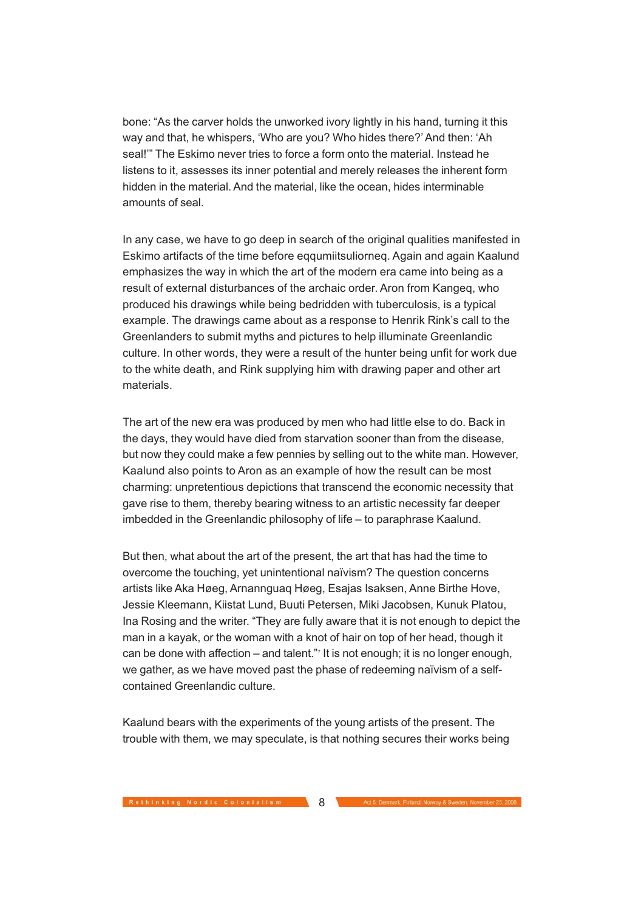bone: "As the carver holds the unworked ivory lightly in his hand, turning it this way and that, he whispers, 'Who are you? Who hides there?' And then: 'Ah seal!'" The Eskimo never tries to force a form onto the material. Instead he listens to it, assesses its inner potential and merely releases the inherent form hidden in the material. And the material, like the ocean, hides interminable amounts of seal.

In any case, we have to go deep in search of the original qualities manifested in Eskimo artifacts of the time before eqqumiitsuliorneq. Again and again Kaalund emphasizes the way in which the art of the modern era came into being as a result of external disturbances of the archaic order. Aron from Kangeq, who produced his drawings while being bedridden with tuberculosis, is a typical example. The drawings came about as a response to Henrik Rink's call to the Greenlanders to submit myths and pictures to help illuminate Greenlandic culture. In other words, they were a result of the hunter being unfit for work due to the white death, and Rink supplying him with drawing paper and other art materials.

The art of the new era was produced by men who had little else to do. Back in the days, they would have died from starvation sooner than from the disease, but now they could make a few pennies by selling out to the white man. However, Kaalund also points to Aron as an example of how the result can be most charming: unpretentious depictions that transcend the economic necessity that gave rise to them, thereby bearing witness to an artistic necessity far deeper imbedded in the Greenlandic philosophy of life – to paraphrase Kaalund.

But then, what about the art of the present, the art that has had the time to overcome the touching, yet unintentional naïvism? The question concerns artists like Aka Høeg, Arnannguaq Høeg, Esajas Isaksen, Anne Birthe Hove, Jessie Kleemann, Kiistat Lund, Buuti Petersen, Miki Jacobsen, Kunuk Platou, Ina Rosing and the writer. "They are fully aware that it is not enough to depict the man in a kayak, or the woman with a knot of hair on top of her head, though it can be done with affection – and talent."[7] It is not enough; it is no longer enough, we gather, as we have moved past the phase of redeeming naïvism of a self-contained Greenlandic culture.

Kaalund bears with the experiments of the young artists of the present. The trouble with them, we may speculate, is that nothing secures their works being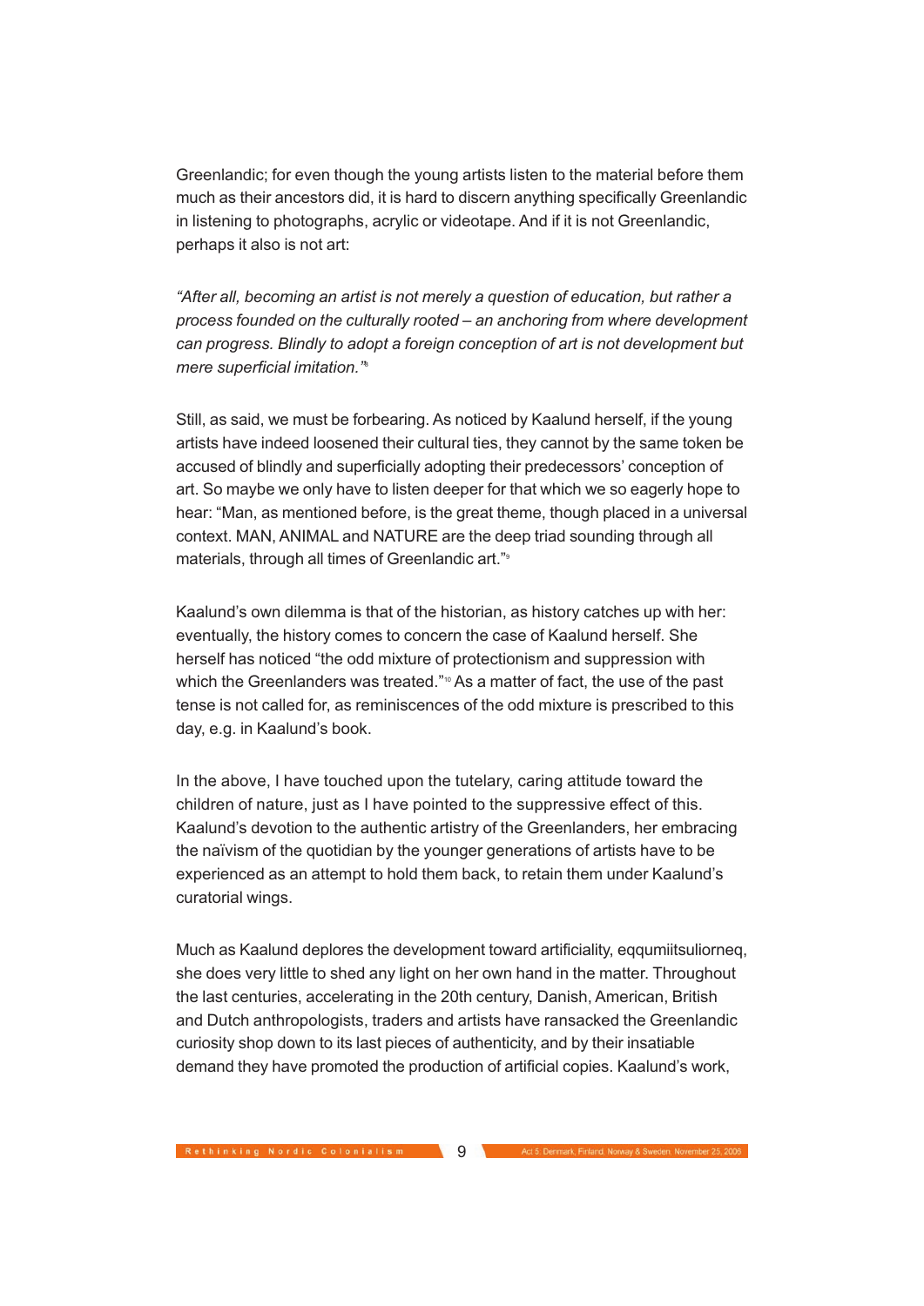Greenlandic; for even though the young artists listen to the material before them much as their ancestors did, it is hard to discern anything specifically Greenlandic in listening to photographs, acrylic or videotape. And if it is not Greenlandic, perhaps it also is not art:

*"After all, becoming an artist is not merely a question of education, but rather a process founded on the culturally rooted – an anchoring from where development can progress. Blindly to adopt a foreign conception of art is not development but mere superficial imitation."*[8]

Still, as said, we must be forbearing. As noticed by Kaalund herself, if the young artists have indeed loosened their cultural ties, they cannot by the same token be accused of blindly and superficially adopting their predecessors' conception of art. So maybe we only have to listen deeper for that which we so eagerly hope to hear: "Man, as mentioned before, is the great theme, though placed in a universal context. MAN, ANIMAL and NATURE are the deep triad sounding through all materials, through all times of Greenlandic art."[9]

Kaalund's own dilemma is that of the historian, as history catches up with her: eventually, the history comes to concern the case of Kaalund herself. She herself has noticed "the odd mixture of protectionism and suppression with which the Greenlanders was treated."[10] As a matter of fact, the use of the past tense is not called for, as reminiscences of the odd mixture is prescribed to this day, e.g. in Kaalund's book.

In the above, I have touched upon the tutelary, caring attitude toward the children of nature, just as I have pointed to the suppressive effect of this. Kaalund's devotion to the authentic artistry of the Greenlanders, her embracing the naïvism of the quotidian by the younger generations of artists have to be experienced as an attempt to hold them back, to retain them under Kaalund's curatorial wings.

Much as Kaalund deplores the development toward artificiality, eqqumiitsuliorneq, she does very little to shed any light on her own hand in the matter. Throughout the last centuries, accelerating in the 20th century, Danish, American, British and Dutch anthropologists, traders and artists have ransacked the Greenlandic curiosity shop down to its last pieces of authenticity, and by their insatiable demand they have promoted the production of artificial copies. Kaalund's work,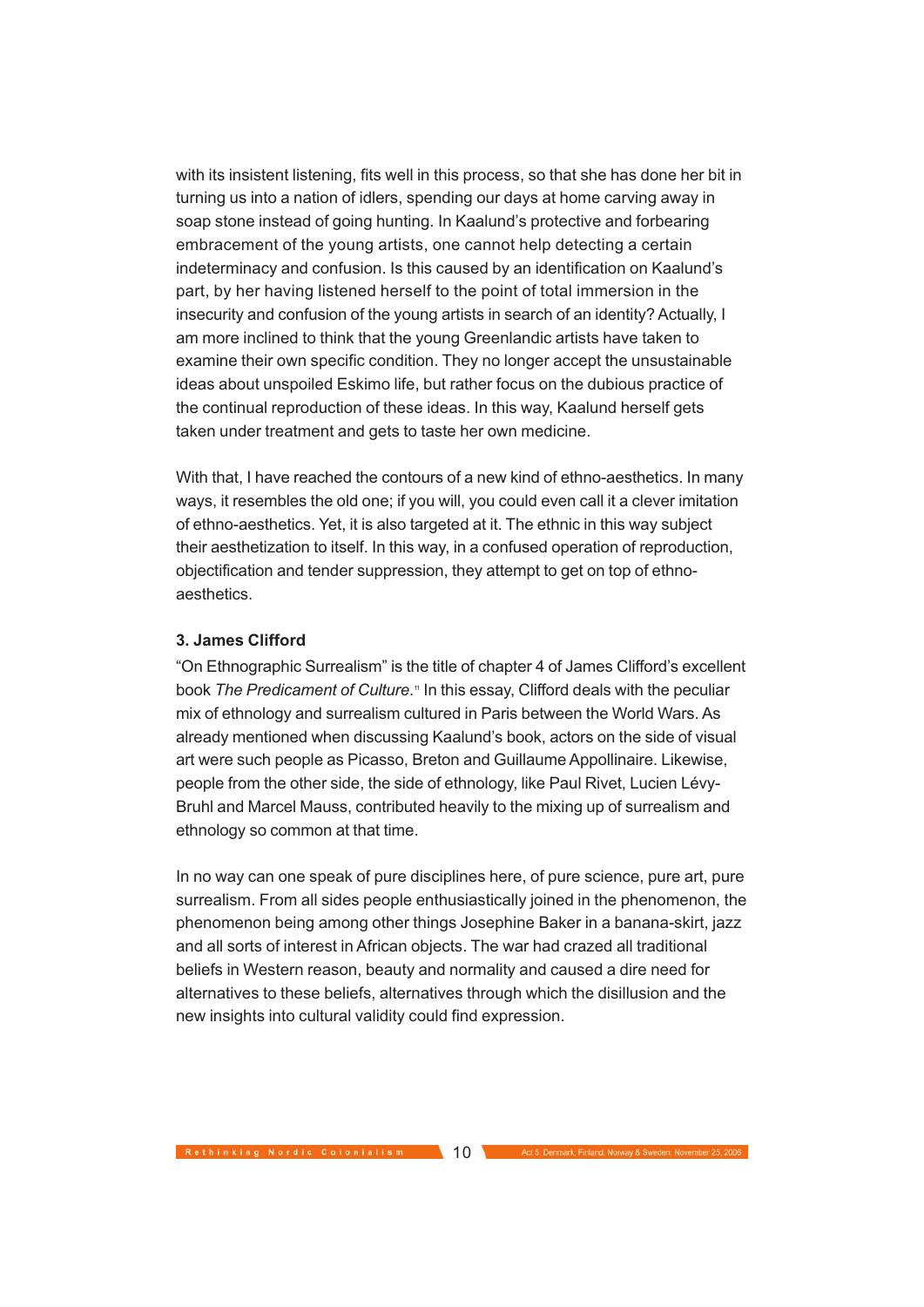with its insistent listening, fits well in this process, so that she has done her bit in turning us into a nation of idlers, spending our days at home carving away in soap stone instead of going hunting. In Kaalund's protective and forbearing embracement of the young artists, one cannot help detecting a certain indeterminacy and confusion. Is this caused by an identification on Kaalund's part, by her having listened herself to the point of total immersion in the insecurity and confusion of the young artists in search of an identity? Actually, I am more inclined to think that the young Greenlandic artists have taken to examine their own specific condition. They no longer accept the unsustainable ideas about unspoiled Eskimo life, but rather focus on the dubious practice of the continual reproduction of these ideas. In this way, Kaalund herself gets taken under treatment and gets to taste her own medicine.

With that, I have reached the contours of a new kind of ethno-aesthetics. In many ways, it resembles the old one; if you will, you could even call it a clever imitation of ethno-aesthetics. Yet, it is also targeted at it. The ethnic in this way subject their aesthetization to itself. In this way, in a confused operation of reproduction, objectification and tender suppression, they attempt to get on top of ethno-aesthetics.

### 3. James Clifford

"On Ethnographic Surrealism" is the title of chapter 4 of James Clifford's excellent book *The Predicament of Culture*.[11] In this essay, Clifford deals with the peculiar mix of ethnology and surrealism cultured in Paris between the World Wars. As already mentioned when discussing Kaalund's book, actors on the side of visual art were such people as Picasso, Breton and Guillaume Appollinaire. Likewise, people from the other side, the side of ethnology, like Paul Rivet, Lucien Lévy-Bruhl and Marcel Mauss, contributed heavily to the mixing up of surrealism and ethnology so common at that time.

In no way can one speak of pure disciplines here, of pure science, pure art, pure surrealism. From all sides people enthusiastically joined in the phenomenon, the phenomenon being among other things Josephine Baker in a banana-skirt, jazz and all sorts of interest in African objects. The war had crazed all traditional beliefs in Western reason, beauty and normality and caused a dire need for alternatives to these beliefs, alternatives through which the disillusion and the new insights into cultural validity could find expression.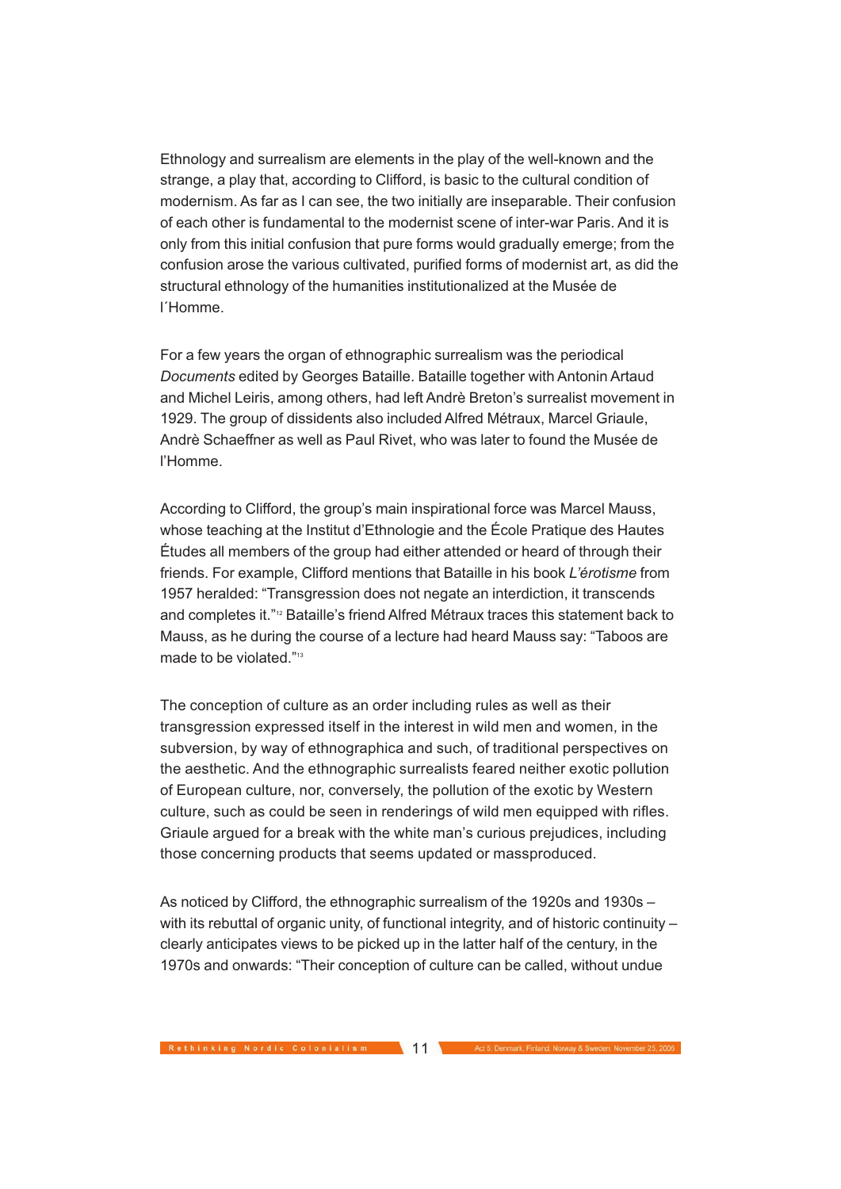Ethnology and surrealism are elements in the play of the well-known and the strange, a play that, according to Clifford, is basic to the cultural condition of modernism. As far as I can see, the two initially are inseparable. Their confusion of each other is fundamental to the modernist scene of inter-war Paris. And it is only from this initial confusion that pure forms would gradually emerge; from the confusion arose the various cultivated, purified forms of modernist art, as did the structural ethnology of the humanities institutionalized at the Musée de l´Homme.

For a few years the organ of ethnographic surrealism was the periodical *Documents* edited by Georges Bataille. Bataille together with Antonin Artaud and Michel Leiris, among others, had left Andrè Breton's surrealist movement in 1929. The group of dissidents also included Alfred Métraux, Marcel Griaule, Andrè Schaeffner as well as Paul Rivet, who was later to found the Musée de l'Homme.

According to Clifford, the group's main inspirational force was Marcel Mauss, whose teaching at the Institut d'Ethnologie and the École Pratique des Hautes Études all members of the group had either attended or heard of through their friends. For example, Clifford mentions that Bataille in his book *L'érotisme* from 1957 heralded: "Transgression does not negate an interdiction, it transcends and completes it."[12] Bataille's friend Alfred Métraux traces this statement back to Mauss, as he during the course of a lecture had heard Mauss say: "Taboos are made to be violated."[13]

The conception of culture as an order including rules as well as their transgression expressed itself in the interest in wild men and women, in the subversion, by way of ethnographica and such, of traditional perspectives on the aesthetic. And the ethnographic surrealists feared neither exotic pollution of European culture, nor, conversely, the pollution of the exotic by Western culture, such as could be seen in renderings of wild men equipped with rifles. Griaule argued for a break with the white man's curious prejudices, including those concerning products that seems updated or massproduced.

As noticed by Clifford, the ethnographic surrealism of the 1920s and 1930s – with its rebuttal of organic unity, of functional integrity, and of historic continuity – clearly anticipates views to be picked up in the latter half of the century, in the 1970s and onwards: "Their conception of culture can be called, without undue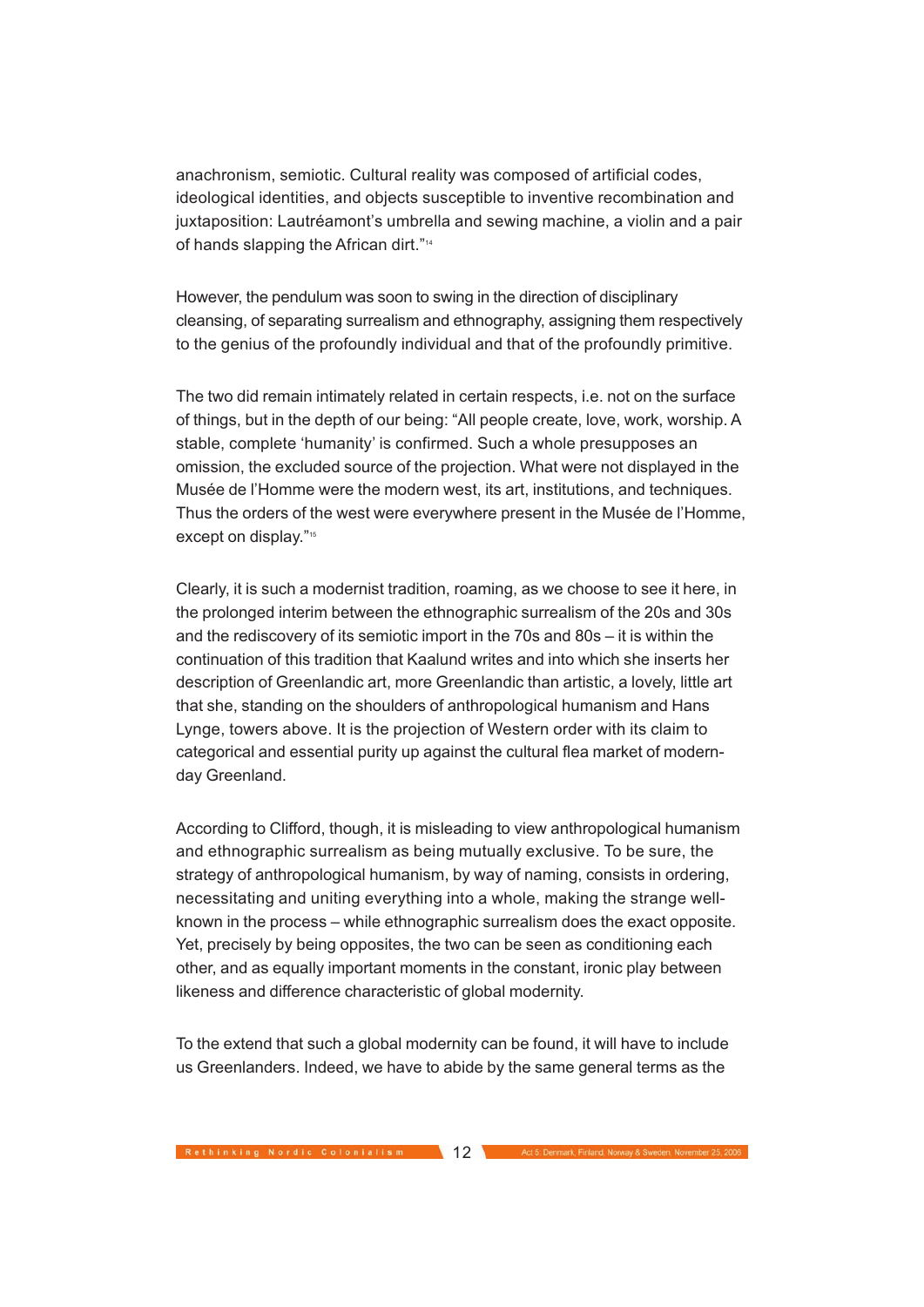anachronism, semiotic. Cultural reality was composed of artificial codes, ideological identities, and objects susceptible to inventive recombination and juxtaposition: Lautréamont's umbrella and sewing machine, a violin and a pair of hands slapping the African dirt."[14]

However, the pendulum was soon to swing in the direction of disciplinary cleansing, of separating surrealism and ethnography, assigning them respectively to the genius of the profoundly individual and that of the profoundly primitive.

The two did remain intimately related in certain respects, i.e. not on the surface of things, but in the depth of our being: "All people create, love, work, worship. A stable, complete 'humanity' is confirmed. Such a whole presupposes an omission, the excluded source of the projection. What were not displayed in the Musée de l'Homme were the modern west, its art, institutions, and techniques. Thus the orders of the west were everywhere present in the Musée de l'Homme, except on display."[15]

Clearly, it is such a modernist tradition, roaming, as we choose to see it here, in the prolonged interim between the ethnographic surrealism of the 20s and 30s and the rediscovery of its semiotic import in the 70s and 80s – it is within the continuation of this tradition that Kaalund writes and into which she inserts her description of Greenlandic art, more Greenlandic than artistic, a lovely, little art that she, standing on the shoulders of anthropological humanism and Hans Lynge, towers above. It is the projection of Western order with its claim to categorical and essential purity up against the cultural flea market of modern-day Greenland.

According to Clifford, though, it is misleading to view anthropological humanism and ethnographic surrealism as being mutually exclusive. To be sure, the strategy of anthropological humanism, by way of naming, consists in ordering, necessitating and uniting everything into a whole, making the strange well-known in the process – while ethnographic surrealism does the exact opposite. Yet, precisely by being opposites, the two can be seen as conditioning each other, and as equally important moments in the constant, ironic play between likeness and difference characteristic of global modernity.

To the extend that such a global modernity can be found, it will have to include us Greenlanders. Indeed, we have to abide by the same general terms as the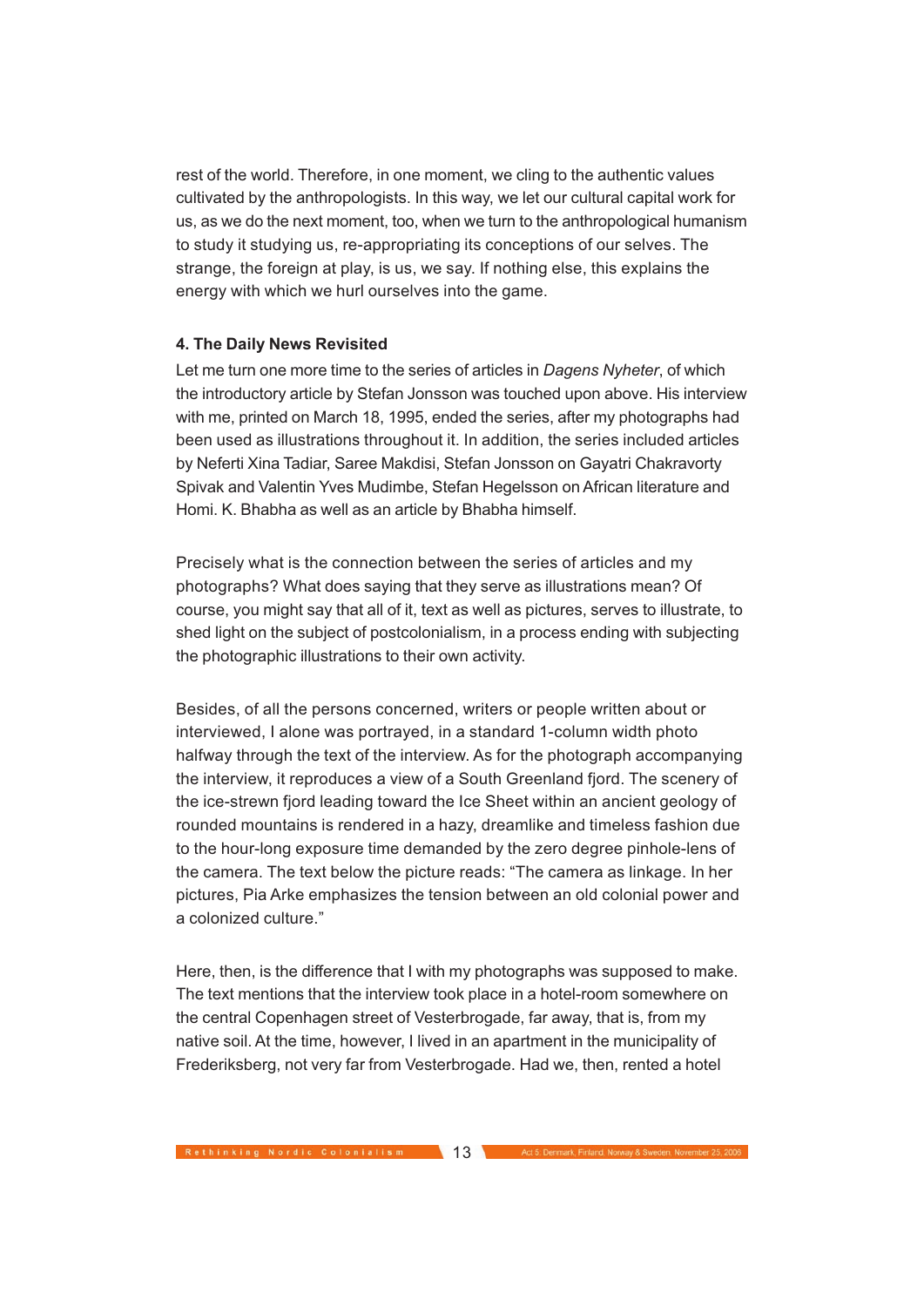rest of the world. Therefore, in one moment, we cling to the authentic values cultivated by the anthropologists. In this way, we let our cultural capital work for us, as we do the next moment, too, when we turn to the anthropological humanism to study it studying us, re-appropriating its conceptions of our selves. The strange, the foreign at play, is us, we say. If nothing else, this explains the energy with which we hurl ourselves into the game.

**4. The Daily News Revisited**

Let me turn one more time to the series of articles in *Dagens Nyheter*, of which the introductory article by Stefan Jonsson was touched upon above. His interview with me, printed on March 18, 1995, ended the series, after my photographs had been used as illustrations throughout it. In addition, the series included articles by Neferti Xina Tadiar, Saree Makdisi, Stefan Jonsson on Gayatri Chakravorty Spivak and Valentin Yves Mudimbe, Stefan Hegelsson on African literature and Homi. K. Bhabha as well as an article by Bhabha himself.

Precisely what is the connection between the series of articles and my photographs? What does saying that they serve as illustrations mean? Of course, you might say that all of it, text as well as pictures, serves to illustrate, to shed light on the subject of postcolonialism, in a process ending with subjecting the photographic illustrations to their own activity.

Besides, of all the persons concerned, writers or people written about or interviewed, I alone was portrayed, in a standard 1-column width photo halfway through the text of the interview. As for the photograph accompanying the interview, it reproduces a view of a South Greenland fjord. The scenery of the ice-strewn fjord leading toward the Ice Sheet within an ancient geology of rounded mountains is rendered in a hazy, dreamlike and timeless fashion due to the hour-long exposure time demanded by the zero degree pinhole-lens of the camera. The text below the picture reads: "The camera as linkage. In her pictures, Pia Arke emphasizes the tension between an old colonial power and a colonized culture."

Here, then, is the difference that I with my photographs was supposed to make. The text mentions that the interview took place in a hotel-room somewhere on the central Copenhagen street of Vesterbrogade, far away, that is, from my native soil. At the time, however, I lived in an apartment in the municipality of Frederiksberg, not very far from Vesterbrogade. Had we, then, rented a hotel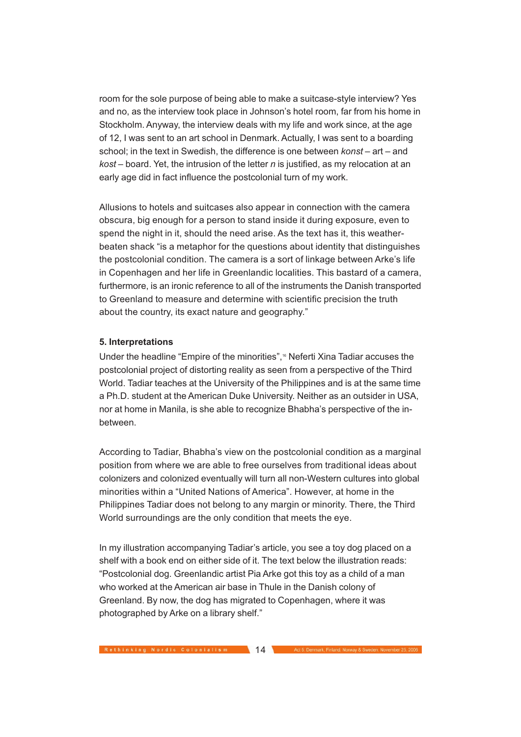room for the sole purpose of being able to make a suitcase-style interview? Yes and no, as the interview took place in Johnson's hotel room, far from his home in Stockholm. Anyway, the interview deals with my life and work since, at the age of 12, I was sent to an art school in Denmark. Actually, I was sent to a boarding school; in the text in Swedish, the difference is one between *konst* – art – and *kost* – board. Yet, the intrusion of the letter *n* is justified, as my relocation at an early age did in fact influence the postcolonial turn of my work.

Allusions to hotels and suitcases also appear in connection with the camera obscura, big enough for a person to stand inside it during exposure, even to spend the night in it, should the need arise. As the text has it, this weather-beaten shack "is a metaphor for the questions about identity that distinguishes the postcolonial condition. The camera is a sort of linkage between Arke's life in Copenhagen and her life in Greenlandic localities. This bastard of a camera, furthermore, is an ironic reference to all of the instruments the Danish transported to Greenland to measure and determine with scientific precision the truth about the country, its exact nature and geography."

**5. Interpretations**

Under the headline "Empire of the minorities",[16] Neferti Xina Tadiar accuses the postcolonial project of distorting reality as seen from a perspective of the Third World. Tadiar teaches at the University of the Philippines and is at the same time a Ph.D. student at the American Duke University. Neither as an outsider in USA, nor at home in Manila, is she able to recognize Bhabha's perspective of the in-between.

According to Tadiar, Bhabha's view on the postcolonial condition as a marginal position from where we are able to free ourselves from traditional ideas about colonizers and colonized eventually will turn all non-Western cultures into global minorities within a "United Nations of America". However, at home in the Philippines Tadiar does not belong to any margin or minority. There, the Third World surroundings are the only condition that meets the eye.

In my illustration accompanying Tadiar's article, you see a toy dog placed on a shelf with a book end on either side of it. The text below the illustration reads: "Postcolonial dog. Greenlandic artist Pia Arke got this toy as a child of a man who worked at the American air base in Thule in the Danish colony of Greenland. By now, the dog has migrated to Copenhagen, where it was photographed by Arke on a library shelf."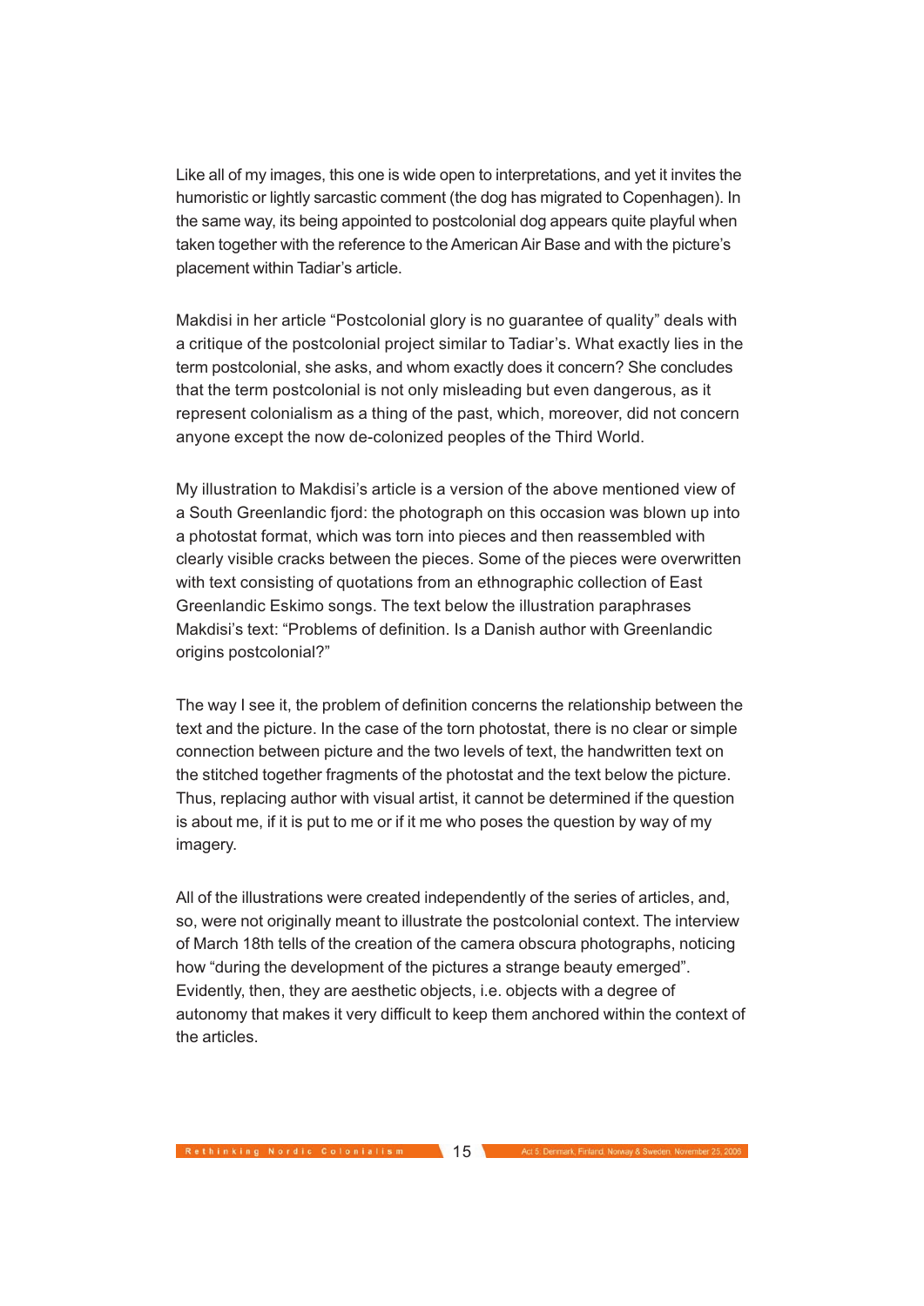Like all of my images, this one is wide open to interpretations, and yet it invites the humoristic or lightly sarcastic comment (the dog has migrated to Copenhagen). In the same way, its being appointed to postcolonial dog appears quite playful when taken together with the reference to the American Air Base and with the picture's placement within Tadiar's article.

Makdisi in her article "Postcolonial glory is no guarantee of quality" deals with a critique of the postcolonial project similar to Tadiar's. What exactly lies in the term postcolonial, she asks, and whom exactly does it concern? She concludes that the term postcolonial is not only misleading but even dangerous, as it represent colonialism as a thing of the past, which, moreover, did not concern anyone except the now de-colonized peoples of the Third World.

My illustration to Makdisi's article is a version of the above mentioned view of a South Greenlandic fjord: the photograph on this occasion was blown up into a photostat format, which was torn into pieces and then reassembled with clearly visible cracks between the pieces. Some of the pieces were overwritten with text consisting of quotations from an ethnographic collection of East Greenlandic Eskimo songs. The text below the illustration paraphrases Makdisi's text: "Problems of definition. Is a Danish author with Greenlandic origins postcolonial?"

The way I see it, the problem of definition concerns the relationship between the text and the picture. In the case of the torn photostat, there is no clear or simple connection between picture and the two levels of text, the handwritten text on the stitched together fragments of the photostat and the text below the picture. Thus, replacing author with visual artist, it cannot be determined if the question is about me, if it is put to me or if it me who poses the question by way of my imagery.

All of the illustrations were created independently of the series of articles, and, so, were not originally meant to illustrate the postcolonial context. The interview of March 18th tells of the creation of the camera obscura photographs, noticing how "during the development of the pictures a strange beauty emerged". Evidently, then, they are aesthetic objects, i.e. objects with a degree of autonomy that makes it very difficult to keep them anchored within the context of the articles.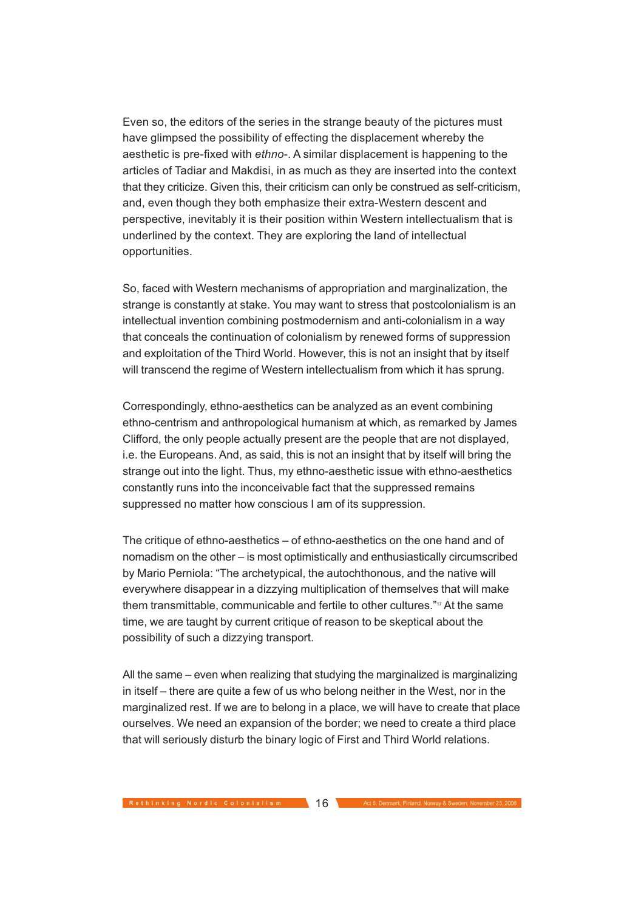Even so, the editors of the series in the strange beauty of the pictures must have glimpsed the possibility of effecting the displacement whereby the aesthetic is pre-fixed with *ethno-*. A similar displacement is happening to the articles of Tadiar and Makdisi, in as much as they are inserted into the context that they criticize. Given this, their criticism can only be construed as self-criticism, and, even though they both emphasize their extra-Western descent and perspective, inevitably it is their position within Western intellectualism that is underlined by the context. They are exploring the land of intellectual opportunities.

So, faced with Western mechanisms of appropriation and marginalization, the strange is constantly at stake. You may want to stress that postcolonialism is an intellectual invention combining postmodernism and anti-colonialism in a way that conceals the continuation of colonialism by renewed forms of suppression and exploitation of the Third World. However, this is not an insight that by itself will transcend the regime of Western intellectualism from which it has sprung.

Correspondingly, ethno-aesthetics can be analyzed as an event combining ethno-centrism and anthropological humanism at which, as remarked by James Clifford, the only people actually present are the people that are not displayed, i.e. the Europeans. And, as said, this is not an insight that by itself will bring the strange out into the light. Thus, my ethno-aesthetic issue with ethno-aesthetics constantly runs into the inconceivable fact that the suppressed remains suppressed no matter how conscious I am of its suppression.

The critique of ethno-aesthetics – of ethno-aesthetics on the one hand and of nomadism on the other – is most optimistically and enthusiastically circumscribed by Mario Perniola: "The archetypical, the autochthonous, and the native will everywhere disappear in a dizzying multiplication of themselves that will make them transmittable, communicable and fertile to other cultures."[17] At the same time, we are taught by current critique of reason to be skeptical about the possibility of such a dizzying transport.

All the same – even when realizing that studying the marginalized is marginalizing in itself – there are quite a few of us who belong neither in the West, nor in the marginalized rest. If we are to belong in a place, we will have to create that place ourselves. We need an expansion of the border; we need to create a third place that will seriously disturb the binary logic of First and Third World relations.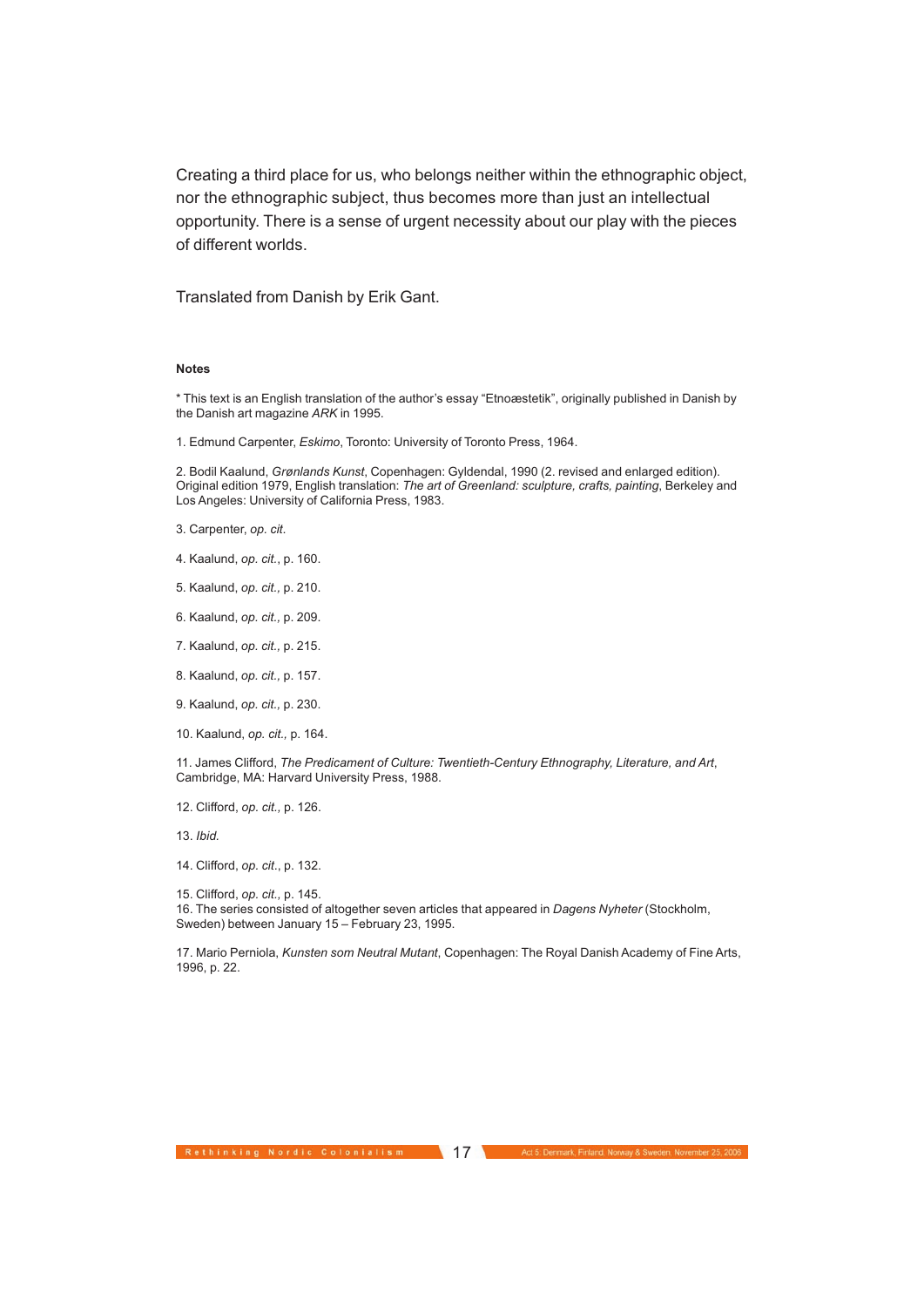Creating a third place for us, who belongs neither within the ethnographic object, nor the ethnographic subject, thus becomes more than just an intellectual opportunity. There is a sense of urgent necessity about our play with the pieces of different worlds.

Translated from Danish by Erik Gant.

**Notes**

* This text is an English translation of the author's essay "Etnoæstetik", originally published in Danish by the Danish art magazine *ARK* in 1995.

1. Edmund Carpenter, *Eskimo*, Toronto: University of Toronto Press, 1964.

2. Bodil Kaalund, *Grønlands Kunst*, Copenhagen: Gyldendal, 1990 (2. revised and enlarged edition). Original edition 1979, English translation: *The art of Greenland: sculpture, crafts, painting*, Berkeley and Los Angeles: University of California Press, 1983.

3. Carpenter, *op. cit.*

4. Kaalund, *op. cit.*, p. 160.

5. Kaalund, *op. cit.,* p. 210.

6. Kaalund, *op. cit.,* p. 209.

7. Kaalund, *op. cit.,* p. 215.

8. Kaalund, *op. cit.,* p. 157.

9. Kaalund, *op. cit.,* p. 230.

10. Kaalund, *op. cit.,* p. 164.

11. James Clifford, *The Predicament of Culture: Twentieth-Century Ethnography, Literature, and Art*, Cambridge, MA: Harvard University Press, 1988.

12. Clifford, *op. cit.,* p. 126.

13. *Ibid.*

14. Clifford, *op. cit.*, p. 132.

15. Clifford, *op. cit.,* p. 145.

16. The series consisted of altogether seven articles that appeared in *Dagens Nyheter* (Stockholm, Sweden) between January 15 – February 23, 1995.

17. Mario Perniola, *Kunsten som Neutral Mutant*, Copenhagen: The Royal Danish Academy of Fine Arts, 1996, p. 22.